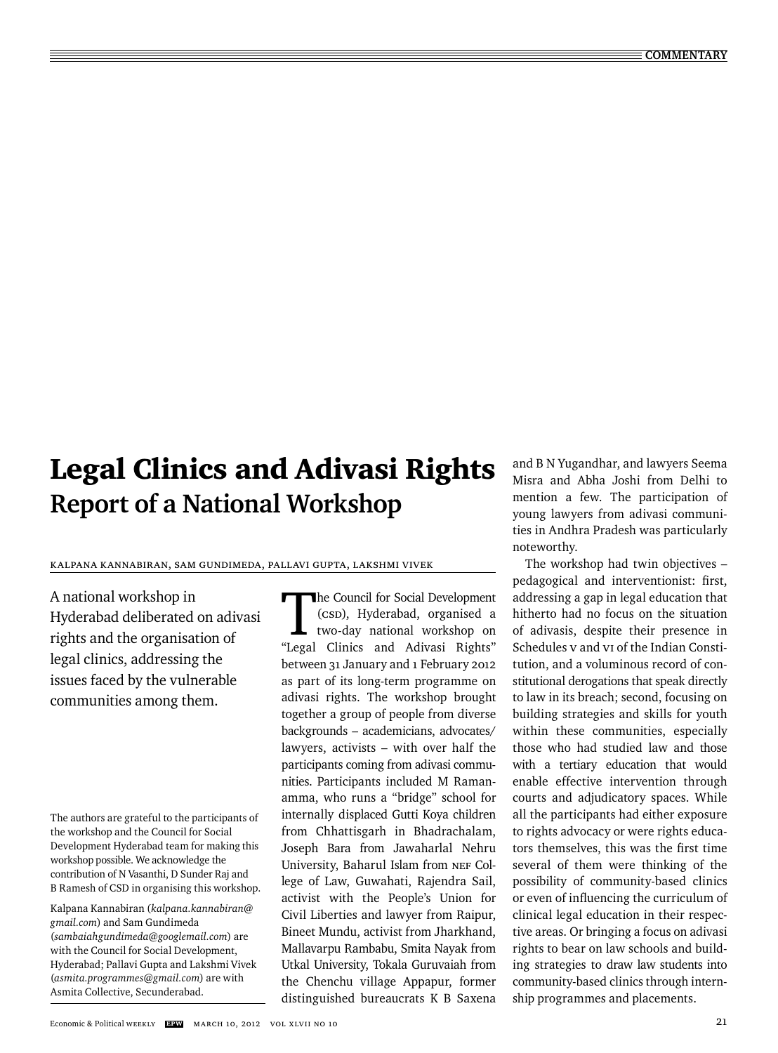# Legal Clinics and Adivasi Rights

## Report of a National Workshop

Kalpana Kannabiran, Sam Gundimeda, Pallavi Gupta, Lakshmi Vivek

A national workshop in Hyderabad deliberated on adivasi rights and the organisation of legal clinics, addressing the issues faced by the vulnerable communities among them.

The authors are grateful to the participants of the workshop and the Council for Social Development Hyderabad team for making this workshop possible. We acknowledge the contribution of N Vasanthi, D Sunder Raj and B Ramesh of CSD in organising this workshop.

Kalpana Kannabiran (*kalpana.kannabiran@gmail.com*) and Sam Gundimeda (*sambaiahgundimeda@googlemail.com*) are with the Council for Social Development, Hyderabad; Pallavi Gupta and Lakshmi Vivek (*asmita.programmes@gmail.com*) are with Asmita Collective, Secunderabad.

The Council for Social Development (CSD), Hyderabad, organised a two-day national workshop on "Legal Clinics and Adivasi Rights" between 31 January and 1 February 2012 as part of its long-term programme on adivasi rights. The workshop brought together a group of people from diverse backgrounds – academicians, advocates/lawyers, activists – with over half the participants coming from adivasi communities. Participants included M Ramanamma, who runs a "bridge" school for internally displaced Gutti Koya children from Chhattisgarh in Bhadrachalam, Joseph Bara from Jawaharlal Nehru University, Baharul Islam from NEF College of Law, Guwahati, Rajendra Sail, activist with the People's Union for Civil Liberties and lawyer from Raipur, Bineet Mundu, activist from Jharkhand, Mallavarpu Rambabu, Smita Nayak from Utkal University, Tokala Guruvaiah from the Chenchu village Appapur, former distinguished bureaucrats K B Saxena and B N Yugandhar, and lawyers Seema Misra and Abha Joshi from Delhi to mention a few. The participation of young lawyers from adivasi communities in Andhra Pradesh was particularly noteworthy.

The workshop had twin objectives – pedagogical and interventionist: first, addressing a gap in legal education that hitherto had no focus on the situation of adivasis, despite their presence in Schedules V and VI of the Indian Constitution, and a voluminous record of constitutional derogations that speak directly to law in its breach; second, focusing on building strategies and skills for youth within these communities, especially those who had studied law and those with a tertiary education that would enable effective intervention through courts and adjudicatory spaces. While all the participants had either exposure to rights advocacy or were rights educators themselves, this was the first time several of them were thinking of the possibility of community-based clinics or even of influencing the curriculum of clinical legal education in their respective areas. Or bringing a focus on adivasi rights to bear on law schools and building strategies to draw law students into community-based clinics through internship programmes and placements.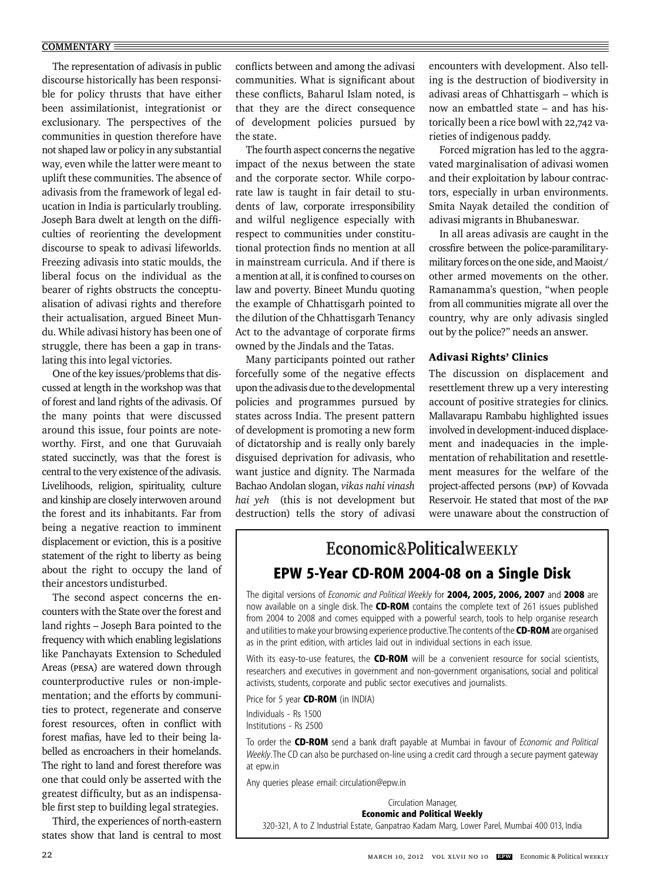The representation of adivasis in public discourse historically has been responsible for policy thrusts that have either been assimilationist, integrationist or exclusionary. The perspectives of the communities in question therefore have not shaped law or policy in any substantial way, even while the latter were meant to uplift these communities. The absence of adivasis from the framework of legal education in India is particularly troubling. Joseph Bara dwelt at length on the difficulties of reorienting the development discourse to speak to adivasi lifeworlds. Freezing adivasis into static moulds, the liberal focus on the individual as the bearer of rights obstructs the conceptualisation of adivasi rights and therefore their actualisation, argued Bineet Mundu. While adivasi history has been one of struggle, there has been a gap in translating this into legal victories.

One of the key issues/problems that discussed at length in the workshop was that of forest and land rights of the adivasis. Of the many points that were discussed around this issue, four points are noteworthy. First, and one that Guruvaiah stated succinctly, was that the forest is central to the very existence of the adivasis. Livelihoods, religion, spirituality, culture and kinship are closely interwoven around the forest and its inhabitants. Far from being a negative reaction to imminent displacement or eviction, this is a positive statement of the right to liberty as being about the right to occupy the land of their ancestors undisturbed.

The second aspect concerns the encounters with the State over the forest and land rights – Joseph Bara pointed to the frequency with which enabling legislations like Panchayats Extension to Scheduled Areas (PESA) are watered down through counterproductive rules or non-implementation; and the efforts by communities to protect, regenerate and conserve forest resources, often in conflict with forest mafias, have led to their being labelled as encroachers in their homelands. The right to land and forest therefore was one that could only be asserted with the greatest difficulty, but as an indispensable first step to building legal strategies.

Third, the experiences of north-eastern states show that land is central to most conflicts between and among the adivasi communities. What is significant about these conflicts, Baharul Islam noted, is that they are the direct consequence of development policies pursued by the state.

The fourth aspect concerns the negative impact of the nexus between the state and the corporate sector. While corporate law is taught in fair detail to students of law, corporate irresponsibility and wilful negligence especially with respect to communities under constitutional protection finds no mention at all in mainstream curricula. And if there is a mention at all, it is confined to courses on law and poverty. Bineet Mundu quoting the example of Chhattisgarh pointed to the dilution of the Chhattisgarh Tenancy Act to the advantage of corporate firms owned by the Jindals and the Tatas.

Many participants pointed out rather forcefully some of the negative effects upon the adivasis due to the developmental policies and programmes pursued by states across India. The present pattern of development is promoting a new form of dictatorship and is really only barely disguised deprivation for adivasis, who want justice and dignity. The Narmada Bachao Andolan slogan, *vikas nahi vinash hai yeh* (this is not development but destruction) tells the story of adivasi encounters with development. Also telling is the destruction of biodiversity in adivasi areas of Chhattisgarh – which is now an embattled state – and has historically been a rice bowl with 22,742 varieties of indigenous paddy.

Forced migration has led to the aggravated marginalisation of adivasi women and their exploitation by labour contractors, especially in urban environments. Smita Nayak detailed the condition of adivasi migrants in Bhubaneswar.

In all areas adivasis are caught in the crossfire between the police-paramilitary-military forces on the one side, and Maoist/other armed movements on the other. Ramanamma's question, "when people from all communities migrate all over the country, why are only adivasis singled out by the police?" needs an answer.

## Adivasi Rights' Clinics

The discussion on displacement and resettlement threw up a very interesting account of positive strategies for clinics. Mallavarapu Rambabu highlighted issues involved in development-induced displacement and inadequacies in the implementation of rehabilitation and resettlement measures for the welfare of the project-affected persons (PAP) of Kovvada Reservoir. He stated that most of the PAP were unaware about the construction of

---

**Economic&PoliticalWEEKLY**

### EPW 5-Year CD-ROM 2004-08 on a Single Disk

The digital versions of *Economic and Political Weekly* for **2004, 2005, 2006, 2007** and **2008** are now available on a single disk. The **CD-ROM** contains the complete text of 261 issues published from 2004 to 2008 and comes equipped with a powerful search, tools to help organise research and utilities to make your browsing experience productive. The contents of the **CD-ROM** are organised as in the print edition, with articles laid out in individual sections in each issue.

With its easy-to-use features, the **CD-ROM** will be a convenient resource for social scientists, researchers and executives in government and non-government organisations, social and political activists, students, corporate and public sector executives and journalists.

Price for 5 year **CD-ROM** (in INDIA)

Individuals - Rs 1500
Institutions - Rs 2500

To order the **CD-ROM** send a bank draft payable at Mumbai in favour of *Economic and Political Weekly*. The CD can also be purchased on-line using a credit card through a secure payment gateway at epw.in

Any queries please email: circulation@epw.in

Circulation Manager,
**Economic and Political Weekly**
320-321, A to Z Industrial Estate, Ganpatrao Kadam Marg, Lower Parel, Mumbai 400 013, India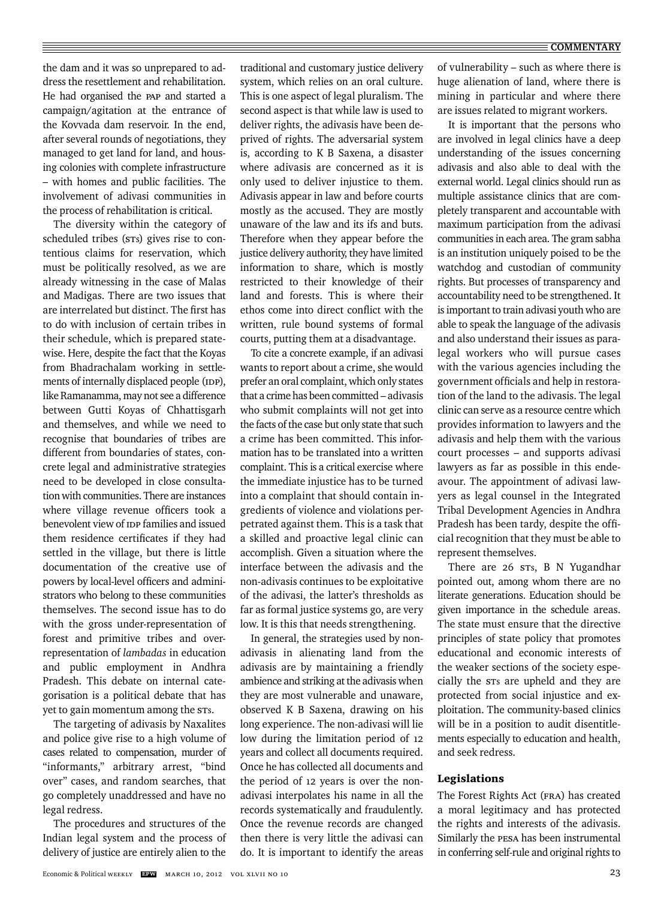the dam and it was so unprepared to address the resettlement and rehabilitation. He had organised the PAP and started a campaign/agitation at the entrance of the Kovvada dam reservoir. In the end, after several rounds of negotiations, they managed to get land for land, and housing colonies with complete infrastructure – with homes and public facilities. The involvement of adivasi communities in the process of rehabilitation is critical.

The diversity within the category of scheduled tribes (STs) gives rise to contentious claims for reservation, which must be politically resolved, as we are already witnessing in the case of Malas and Madigas. There are two issues that are interrelated but distinct. The first has to do with inclusion of certain tribes in their schedule, which is prepared statewise. Here, despite the fact that the Koyas from Bhadrachalam working in settlements of internally displaced people (IDP), like Ramanamma, may not see a difference between Gutti Koyas of Chhattisgarh and themselves, and while we need to recognise that boundaries of tribes are different from boundaries of states, concrete legal and administrative strategies need to be developed in close consultation with communities. There are instances where village revenue officers took a benevolent view of IDP families and issued them residence certificates if they had settled in the village, but there is little documentation of the creative use of powers by local-level officers and administrators who belong to these communities themselves. The second issue has to do with the gross under-representation of forest and primitive tribes and over-representation of *lambadas* in education and public employment in Andhra Pradesh. This debate on internal categorisation is a political debate that has yet to gain momentum among the STs.

The targeting of adivasis by Naxalites and police give rise to a high volume of cases related to compensation, murder of "informants," arbitrary arrest, "bind over" cases, and random searches, that go completely unaddressed and have no legal redress.

The procedures and structures of the Indian legal system and the process of delivery of justice are entirely alien to the traditional and customary justice delivery system, which relies on an oral culture. This is one aspect of legal pluralism. The second aspect is that while law is used to deliver rights, the adivasis have been deprived of rights. The adversarial system is, according to K B Saxena, a disaster where adivasis are concerned as it is only used to deliver injustice to them. Adivasis appear in law and before courts mostly as the accused. They are mostly unaware of the law and its ifs and buts. Therefore when they appear before the justice delivery authority, they have limited information to share, which is mostly restricted to their knowledge of their land and forests. This is where their ethos come into direct conflict with the written, rule bound systems of formal courts, putting them at a disadvantage.

To cite a concrete example, if an adivasi wants to report about a crime, she would prefer an oral complaint, which only states that a crime has been committed – adivasis who submit complaints will not get into the facts of the case but only state that such a crime has been committed. This information has to be translated into a written complaint. This is a critical exercise where the immediate injustice has to be turned into a complaint that should contain ingredients of violence and violations perpetrated against them. This is a task that a skilled and proactive legal clinic can accomplish. Given a situation where the interface between the adivasis and the non-adivasis continues to be exploitative of the adivasi, the latter's thresholds as far as formal justice systems go, are very low. It is this that needs strengthening.

In general, the strategies used by non-adivasis in alienating land from the adivasis are by maintaining a friendly ambience and striking at the adivasis when they are most vulnerable and unaware, observed K B Saxena, drawing on his long experience. The non-adivasi will lie low during the limitation period of 12 years and collect all documents required. Once he has collected all documents and the period of 12 years is over the non-adivasi interpolates his name in all the records systematically and fraudulently. Once the revenue records are changed then there is very little the adivasi can do. It is important to identify the areas of vulnerability – such as where there is huge alienation of land, where there is mining in particular and where there are issues related to migrant workers.

It is important that the persons who are involved in legal clinics have a deep understanding of the issues concerning adivasis and also able to deal with the external world. Legal clinics should run as multiple assistance clinics that are completely transparent and accountable with maximum participation from the adivasi communities in each area. The gram sabha is an institution uniquely poised to be the watchdog and custodian of community rights. But processes of transparency and accountability need to be strengthened. It is important to train adivasi youth who are able to speak the language of the adivasis and also understand their issues as paralegal workers who will pursue cases with the various agencies including the government officials and help in restoration of the land to the adivasis. The legal clinic can serve as a resource centre which provides information to lawyers and the adivasis and help them with the various court processes – and supports adivasi lawyers as far as possible in this endeavour. The appointment of adivasi lawyers as legal counsel in the Integrated Tribal Development Agencies in Andhra Pradesh has been tardy, despite the official recognition that they must be able to represent themselves.

There are 26 STs, B N Yugandhar pointed out, among whom there are no literate generations. Education should be given importance in the schedule areas. The state must ensure that the directive principles of state policy that promotes educational and economic interests of the weaker sections of the society especially the STs are upheld and they are protected from social injustice and exploitation. The community-based clinics will be in a position to audit disentitlements especially to education and health, and seek redress.

## Legislations

The Forest Rights Act (FRA) has created a moral legitimacy and has protected the rights and interests of the adivasis. Similarly the PESA has been instrumental in conferring self-rule and original rights to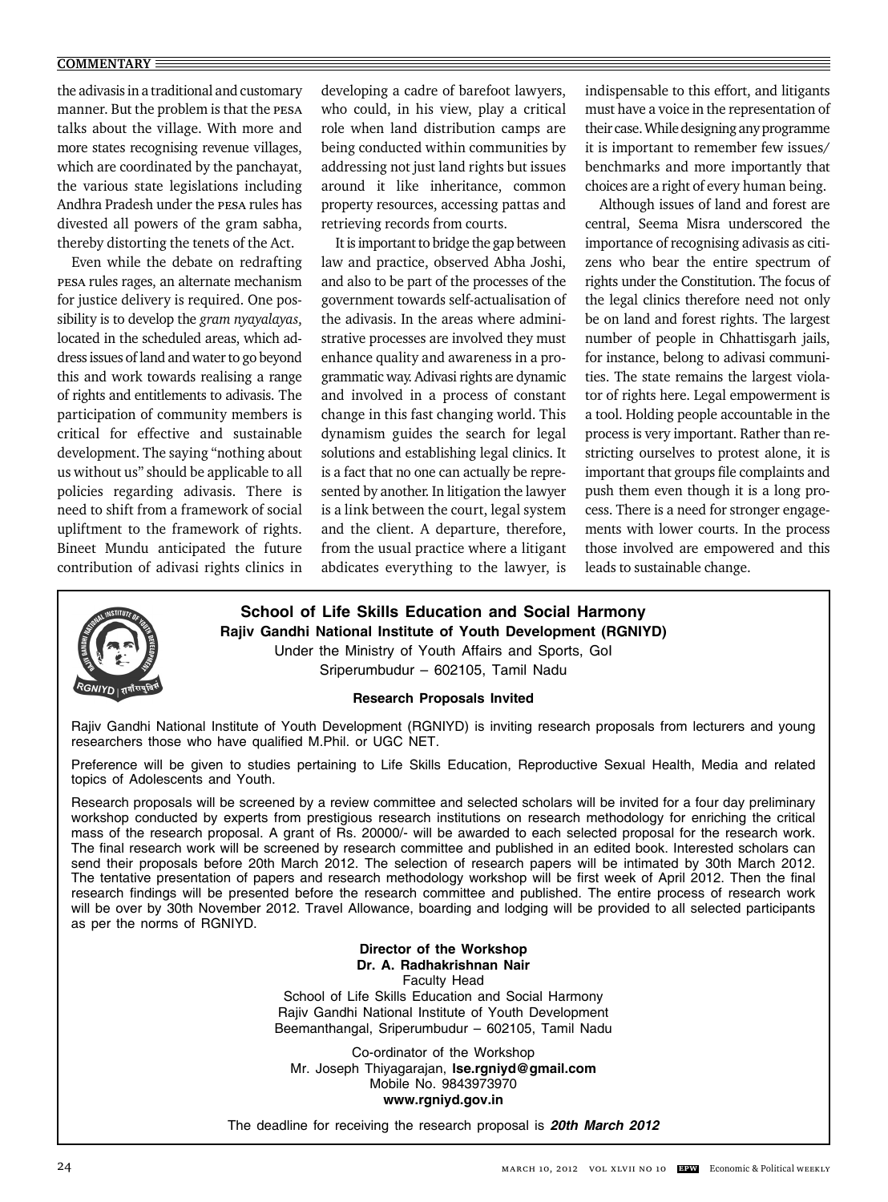the adivasis in a traditional and customary manner. But the problem is that the PESA talks about the village. With more and more states recognising revenue villages, which are coordinated by the panchayat, the various state legislations including Andhra Pradesh under the PESA rules has divested all powers of the gram sabha, thereby distorting the tenets of the Act.

Even while the debate on redrafting PESA rules rages, an alternate mechanism for justice delivery is required. One possibility is to develop the *gram nyayalayas*, located in the scheduled areas, which address issues of land and water to go beyond this and work towards realising a range of rights and entitlements to adivasis. The participation of community members is critical for effective and sustainable development. The saying "nothing about us without us" should be applicable to all policies regarding adivasis. There is need to shift from a framework of social upliftment to the framework of rights. Bineet Mundu anticipated the future contribution of adivasi rights clinics in developing a cadre of barefoot lawyers, who could, in his view, play a critical role when land distribution camps are being conducted within communities by addressing not just land rights but issues around it like inheritance, common property resources, accessing pattas and retrieving records from courts.

It is important to bridge the gap between law and practice, observed Abha Joshi, and also to be part of the processes of the government towards self-actualisation of the adivasis. In the areas where administrative processes are involved they must enhance quality and awareness in a programmatic way. Adivasi rights are dynamic and involved in a process of constant change in this fast changing world. This dynamism guides the search for legal solutions and establishing legal clinics. It is a fact that no one can actually be represented by another. In litigation the lawyer is a link between the court, legal system and the client. A departure, therefore, from the usual practice where a litigant abdicates everything to the lawyer, is indispensable to this effort, and litigants must have a voice in the representation of their case. While designing any programme it is important to remember few issues/ benchmarks and more importantly that choices are a right of every human being.

Although issues of land and forest are central, Seema Misra underscored the importance of recognising adivasis as citizens who bear the entire spectrum of rights under the Constitution. The focus of the legal clinics therefore need not only be on land and forest rights. The largest number of people in Chhattisgarh jails, for instance, belong to adivasi communities. The state remains the largest violator of rights here. Legal empowerment is a tool. Holding people accountable in the process is very important. Rather than restricting ourselves to protest alone, it is important that groups file complaints and push them even though it is a long process. There is a need for stronger engagements with lower courts. In the process those involved are empowered and this leads to sustainable change.

---

**School of Life Skills Education and Social Harmony**
**Rajiv Gandhi National Institute of Youth Development (RGNIYD)**
Under the Ministry of Youth Affairs and Sports, GoI
Sriperumbudur – 602105, Tamil Nadu

**Research Proposals Invited**

Rajiv Gandhi National Institute of Youth Development (RGNIYD) is inviting research proposals from lecturers and young researchers those who have qualified M.Phil. or UGC NET.

Preference will be given to studies pertaining to Life Skills Education, Reproductive Sexual Health, Media and related topics of Adolescents and Youth.

Research proposals will be screened by a review committee and selected scholars will be invited for a four day preliminary workshop conducted by experts from prestigious research institutions on research methodology for enriching the critical mass of the research proposal. A grant of Rs. 20000/- will be awarded to each selected proposal for the research work. The final research work will be screened by research committee and published in an edited book. Interested scholars can send their proposals before 20th March 2012. The selection of research papers will be intimated by 30th March 2012. The tentative presentation of papers and research methodology workshop will be first week of April 2012. Then the final research findings will be presented before the research committee and published. The entire process of research work will be over by 30th November 2012. Travel Allowance, boarding and lodging will be provided to all selected participants as per the norms of RGNIYD.

**Director of the Workshop**
**Dr. A. Radhakrishnan Nair**
Faculty Head
School of Life Skills Education and Social Harmony
Rajiv Gandhi National Institute of Youth Development
Beemanthangal, Sriperumbudur – 602105, Tamil Nadu

Co-ordinator of the Workshop
Mr. Joseph Thiyagarajan, **lse.rgniyd@gmail.com**
Mobile No. 9843973970
**www.rgniyd.gov.in**

The deadline for receiving the research proposal is ***20th March 2012***